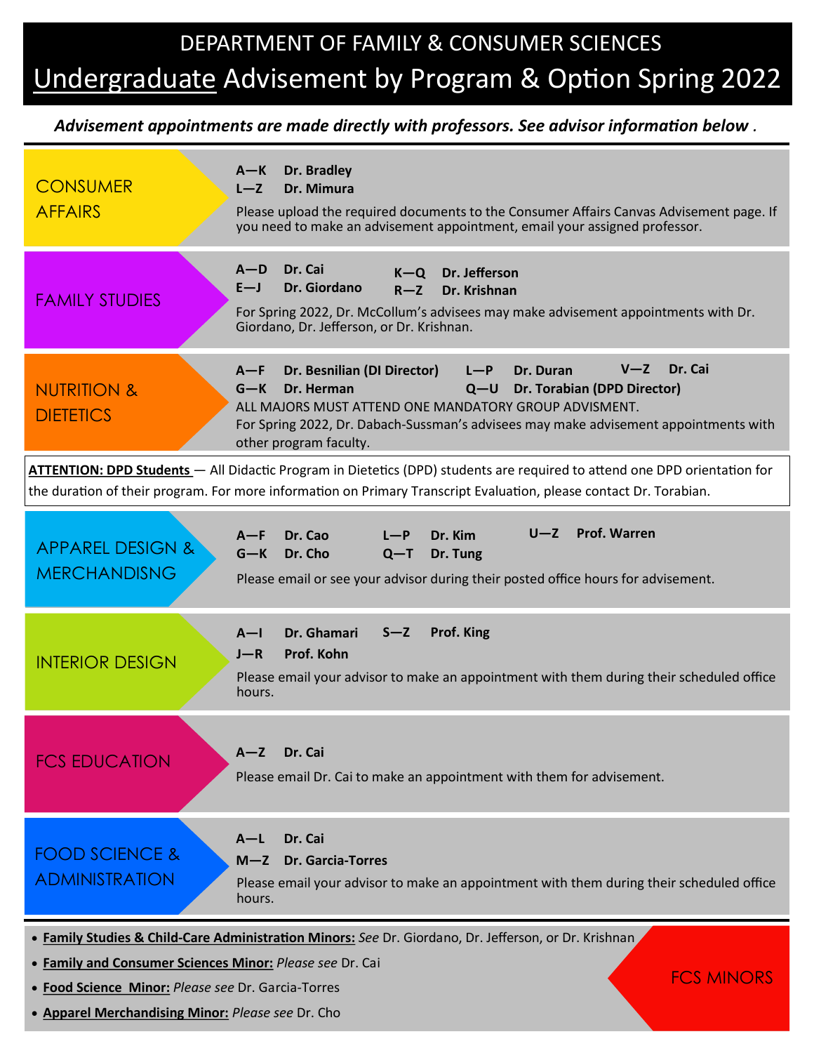# DEPARTMENT OF FAMILY & CONSUMER SCIENCES

## Undergraduate Advisement by Program & Option Spring 2022

***Advisement appointments are made directly with professors. See advisor information below .***

---

## CONSUMER AFFAIRS

**A—K Dr. Bradley**
**L—Z Dr. Mimura**

Please upload the required documents to the Consumer Affairs Canvas Advisement page. If you need to make an advisement appointment, email your assigned professor.

## FAMILY STUDIES

**A—D Dr. Cai**
**E—J Dr. Giordano**
**K—Q Dr. Jefferson**
**R—Z Dr. Krishnan**

For Spring 2022, Dr. McCollum's advisees may make advisement appointments with Dr. Giordano, Dr. Jefferson, or Dr. Krishnan.

## NUTRITION & DIETETICS

**A—F Dr. Besnilian (DI Director)**
**G—K Dr. Herman**
**L—P Dr. Duran**
**Q—U Dr. Torabian (DPD Director)**
**V—Z Dr. Cai**

ALL MAJORS MUST ATTEND ONE MANDATORY GROUP ADVISMENT.
For Spring 2022, Dr. Dabach-Sussman's advisees may make advisement appointments with other program faculty.

**ATTENTION: DPD Students** — All Didactic Program in Dietetics (DPD) students are required to attend one DPD orientation for the duration of their program. For more information on Primary Transcript Evaluation, please contact Dr. Torabian.

## APPAREL DESIGN & MERCHANDISNG

**A—F Dr. Cao**
**G—K Dr. Cho**
**L—P Dr. Kim**
**Q—T Dr. Tung**
**U—Z Prof. Warren**

Please email or see your advisor during their posted office hours for advisement.

## INTERIOR DESIGN

**A—I Dr. Ghamari**
**J—R Prof. Kohn**
**S—Z Prof. King**

Please email your advisor to make an appointment with them during their scheduled office hours.

## FCS EDUCATION

**A—Z Dr. Cai**

Please email Dr. Cai to make an appointment with them for advisement.

## FOOD SCIENCE & ADMINISTRATION

**A—L Dr. Cai**
**M—Z Dr. Garcia-Torres**

Please email your advisor to make an appointment with them during their scheduled office hours.

---

## FCS MINORS

- **Family Studies & Child-Care Administration Minors:** *See* Dr. Giordano, Dr. Jefferson, or Dr. Krishnan
- **Family and Consumer Sciences Minor:** *Please see* Dr. Cai
- **Food Science Minor:** *Please see* Dr. Garcia-Torres
- **Apparel Merchandising Minor:** *Please see* Dr. Cho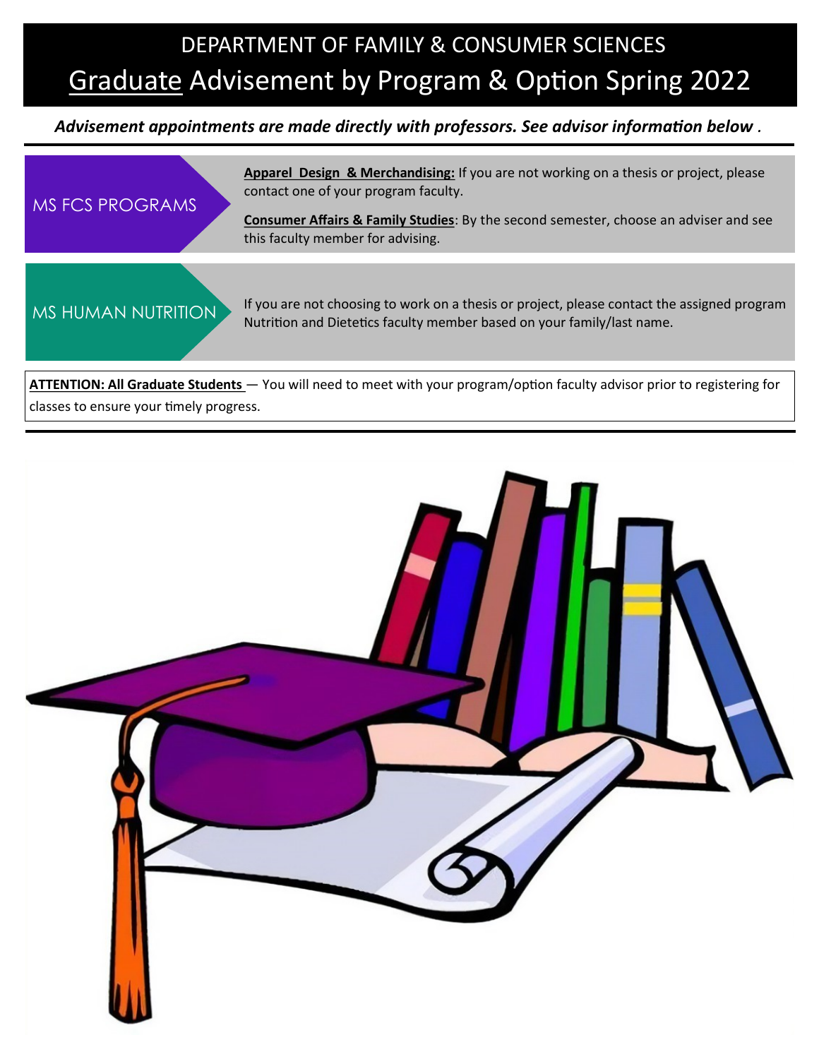# DEPARTMENT OF FAMILY & CONSUMER SCIENCES

## Graduate Advisement by Program & Option Spring 2022

***Advisement appointments are made directly with professors. See advisor information below .***

### MS FCS PROGRAMS

**Apparel Design & Merchandising:** If you are not working on a thesis or project, please contact one of your program faculty.

**Consumer Affairs & Family Studies**: By the second semester, choose an adviser and see this faculty member for advising.

### MS HUMAN NUTRITION

If you are not choosing to work on a thesis or project, please contact the assigned program Nutrition and Dietetics faculty member based on your family/last name.

**ATTENTION: All Graduate Students** — You will need to meet with your program/option faculty advisor prior to registering for classes to ensure your timely progress.